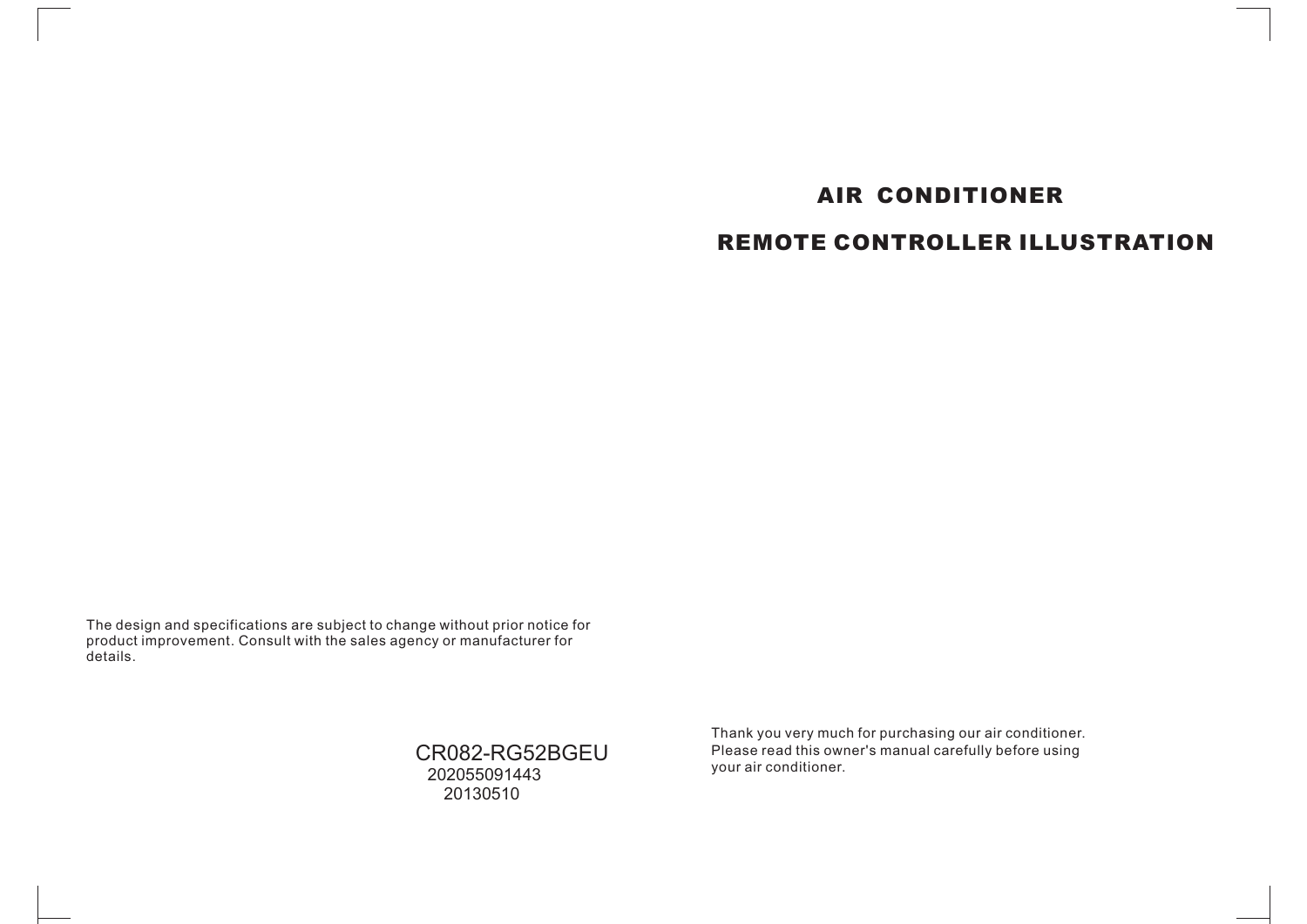# AIR CONDITIONER

## REMOTE CONTROLLER ILLUSTRATION

The design and specifications are subject to change without prior notice for product improvement. Consult with the sales agency or manufacturer for details.

CR082-RG52BGEU
202055091443
20130510

Thank you very much for purchasing our air conditioner. Please read this owner's manual carefully before using your air conditioner.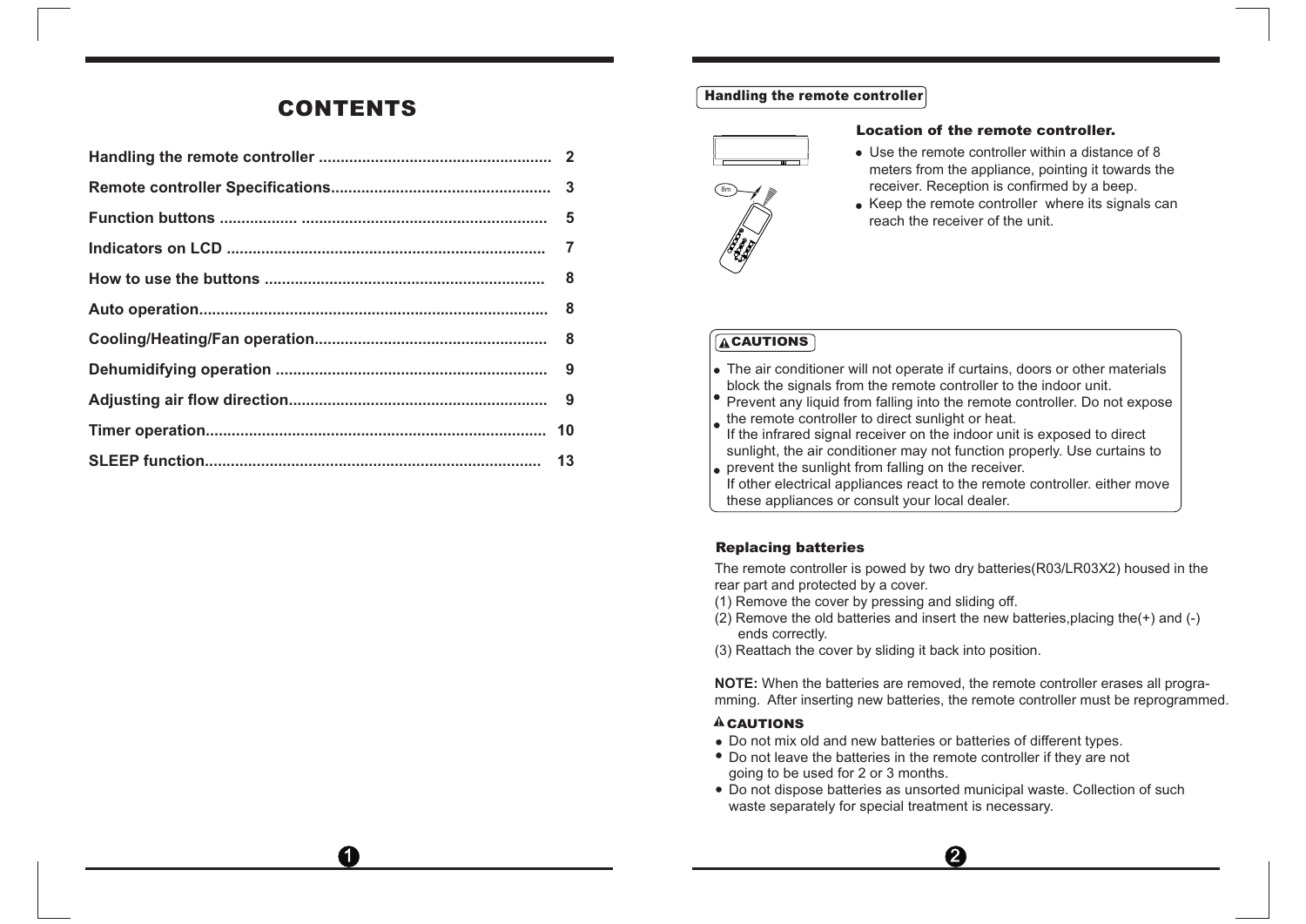# CONTENTS

| | |
|---|---|
| Handling the remote controller | 2 |
| Remote controller Specifications | 3 |
| Function buttons | 5 |
| Indicators on LCD | 7 |
| How to use the buttons | 8 |
| Auto operation | 8 |
| Cooling/Heating/Fan operation | 8 |
| Dehumidifying operation | 9 |
| Adjusting air flow direction | 9 |
| Timer operation | 10 |
| SLEEP function | 13 |

## Handling the remote controller

### Location of the remote controller.

- Use the remote controller within a distance of 8 meters from the appliance, pointing it towards the receiver. Reception is confirmed by a beep.
- Keep the remote controller where its signals can reach the receiver of the unit.

**CAUTIONS**

- The air conditioner will not operate if curtains, doors or other materials block the signals from the remote controller to the indoor unit.
- Prevent any liquid from falling into the remote controller. Do not expose the remote controller to direct sunlight or heat.
- If the infrared signal receiver on the indoor unit is exposed to direct sunlight, the air conditioner may not function properly. Use curtains to prevent the sunlight from falling on the receiver.
- If other electrical appliances react to the remote controller. either move these appliances or consult your local dealer.

### Replacing batteries

The remote controller is powed by two dry batteries(R03/LR03X2) housed in the rear part and protected by a cover.

(1) Remove the cover by pressing and sliding off.

(2) Remove the old batteries and insert the new batteries,placing the(+) and (-) ends correctly.

(3) Reattach the cover by sliding it back into position.

**NOTE:** When the batteries are removed, the remote controller erases all programming. After inserting new batteries, the remote controller must be reprogrammed.

**CAUTIONS**

- Do not mix old and new batteries or batteries of different types.
- Do not leave the batteries in the remote controller if they are not going to be used for 2 or 3 months.
- Do not dispose batteries as unsorted municipal waste. Collection of such waste separately for special treatment is necessary.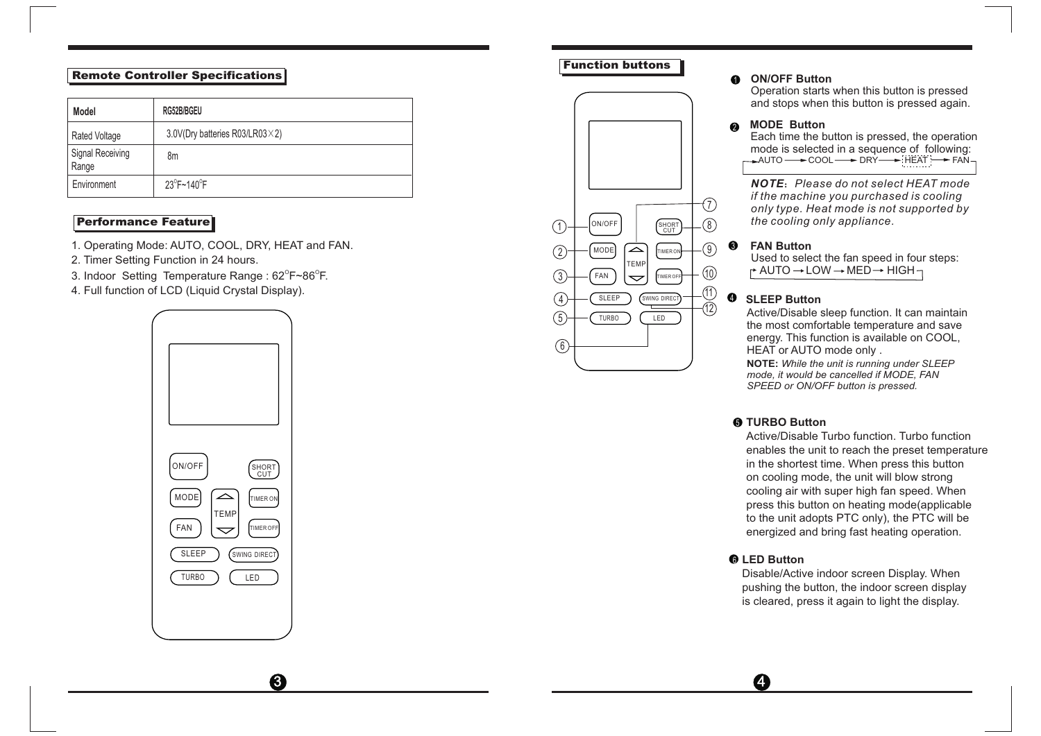## Remote Controller Specifications

| Model | RG52B/BGEU |
|---|---|
| Rated Voltage | 3.0V(Dry batteries R03/LR03×2) |
| Signal Receiving Range | 8m |
| Environment | 23°F~140°F |

## Performance Feature

1. Operating Mode: AUTO, COOL, DRY, HEAT and FAN.
2. Timer Setting Function in 24 hours.
3. Indoor Setting Temperature Range : 62°F~86°F.
4. Full function of LCD (Liquid Crystal Display).

## Function buttons

**1 ON/OFF Button**
Operation starts when this button is pressed and stops when this button is pressed again.

**2 MODE Button**
Each time the button is pressed, the operation mode is selected in a sequence of following:
AUTO → COOL → DRY → HEAT → FAN

***NOTE**: Please do not select HEAT mode if the machine you purchased is cooling only type. Heat mode is not supported by the cooling only appliance.*

**3 FAN Button**
Used to select the fan speed in four steps:
AUTO → LOW → MED → HIGH

**4 SLEEP Button**
Active/Disable sleep function. It can maintain the most comfortable temperature and save energy. This function is available on COOL, HEAT or AUTO mode only .

**NOTE:** *While the unit is running under SLEEP mode, it would be cancelled if MODE, FAN SPEED or ON/OFF button is pressed.*

**5 TURBO Button**
Active/Disable Turbo function. Turbo function enables the unit to reach the preset temperature in the shortest time. When press this button on cooling mode, the unit will blow strong cooling air with super high fan speed. When press this button on heating mode(applicable to the unit adopts PTC only), the PTC will be energized and bring fast heating operation.

**6 LED Button**
Disable/Active indoor screen Display. When pushing the button, the indoor screen display is cleared, press it again to light the display.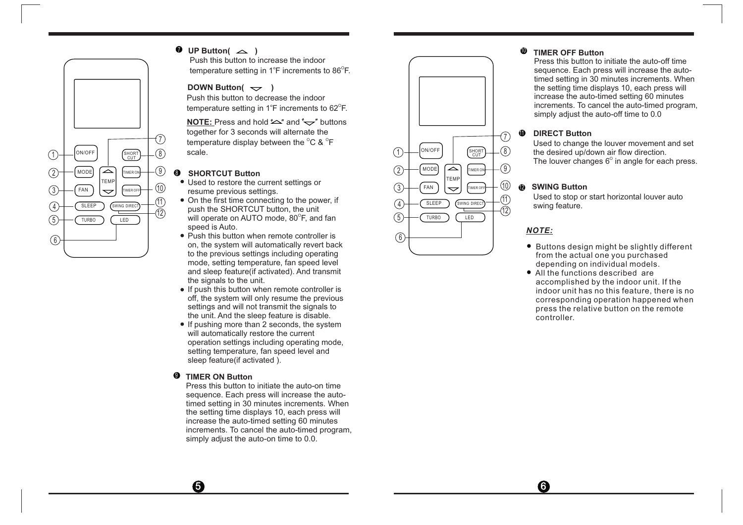### ❼ UP Button( ︿ )

Push this button to increase the indoor temperature setting in 1°F increments to 86°F.

### DOWN Button( ﹀ )

Push this button to decrease the indoor temperature setting in 1°F increments to 62°F.

**NOTE:** Press and hold "︿" and "﹀" buttons together for 3 seconds will alternate the temperature display between the °C & °F scale.

### ❽ SHORTCUT Button

- Used to restore the current settings or resume previous settings.
- On the first time connecting to the power, if push the SHORTCUT button, the unit will operate on AUTO mode, 80°F, and fan speed is Auto.
- Push this button when remote controller is on, the system will automatically revert back to the previous settings including operating mode, setting temperature, fan speed level and sleep feature(if activated). And transmit the signals to the unit.
- If push this button when remote controller is off, the system will only resume the previous settings and will not transmit the signals to the unit. And the sleep feature is disable.
- If pushing more than 2 seconds, the system will automatically restore the current operation settings including operating mode, setting temperature, fan speed level and sleep feature(if activated ).

### ❾ TIMER ON Button

Press this button to initiate the auto-on time sequence. Each press will increase the auto-timed setting in 30 minutes increments. When the setting time displays 10, each press will increase the auto-timed setting 60 minutes increments. To cancel the auto-timed program, simply adjust the auto-on time to 0.0.

### ❿ TIMER OFF Button

Press this button to initiate the auto-off time sequence. Each press will increase the auto-timed setting in 30 minutes increments. When the setting time displays 10, each press will increase the auto-timed setting 60 minutes increments. To cancel the auto-timed program, simply adjust the auto-off time to 0.0

### ⓫ DIRECT Button

Used to change the louver movement and set the desired up/down air flow direction. The louver changes 6° in angle for each press.

### ⓬ SWING Button

Used to stop or start horizontal louver auto swing feature.

***NOTE:***

- Buttons design might be slightly different from the actual one you purchased depending on individual models.
- All the functions described are accomplished by the indoor unit. If the indoor unit has no this feature, there is no corresponding operation happened when press the relative button on the remote controller.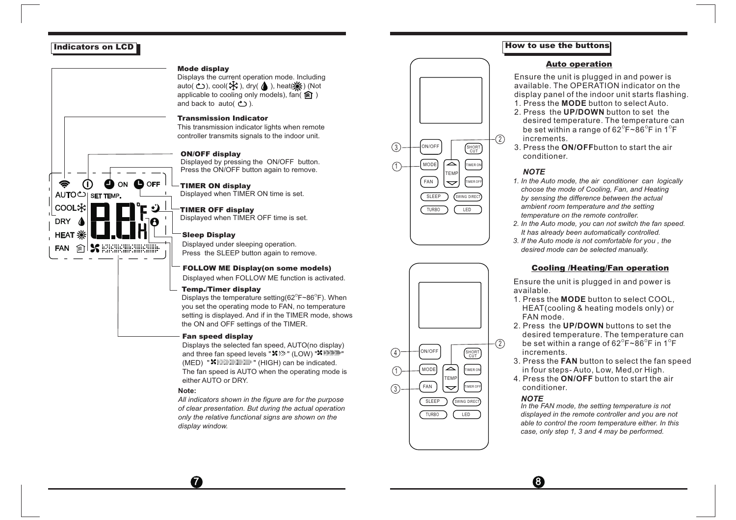## Indicators on LCD

**Mode display**
Displays the current operation mode. Including auto( ), cool( ), dry( ), heat( ) (Not applicable to cooling only models), fan( ) and back to auto( ).

**Transmission Indicator**
This transmission indicator lights when remote controller transmits signals to the indoor unit.

**ON/OFF display**
Displayed by pressing the ON/OFF button. Press the ON/OFF button again to remove.

**TIMER ON display**
Displayed when TIMER ON time is set.

**TIMER OFF display**
Displayed when TIMER OFF time is set.

**Sleep Display**
Displayed under sleeping operation. Press the SLEEP button again to remove.

**FOLLOW ME Display(on some models)**
Displayed when FOLLOW ME function is activated.

**Temp./Timer display**
Displays the temperature setting(62°F~86°F). When you set the operating mode to FAN, no temperature setting is displayed. And if in the TIMER mode, shows the ON and OFF settings of the TIMER.

**Fan speed display**
Displays the selected fan speed, AUTO(no display) and three fan speed levels " " (LOW) " " (MED) " " (HIGH) can be indicated. The fan speed is AUTO when the operating mode is either AUTO or DRY.

**Note:**
*All indicators shown in the figure are for the purpose of clear presentation. But during the actual operation only the relative functional signs are shown on the display window.*

## How to use the buttons

### Auto operation

Ensure the unit is plugged in and power is available. The OPERATION indicator on the display panel of the indoor unit starts flashing.

1. Press the **MODE** button to select Auto.
2. Press the **UP/DOWN** button to set the desired temperature. The temperature can be set within a range of 62°F~86°F in 1°F increments.
3. Press the **ON/OFF** button to start the air conditioner.

***NOTE***

1. *In the Auto mode, the air conditioner can logically choose the mode of Cooling, Fan, and Heating by sensing the difference between the actual ambient room temperature and the setting temperature on the remote controller.*
2. *In the Auto mode, you can not switch the fan speed. It has already been automatically controlled.*
3. *If the Auto mode is not comfortable for you , the desired mode can be selected manually.*

### Cooling /Heating/Fan operation

Ensure the unit is plugged in and power is available.

1. Press the **MODE** button to select COOL, HEAT(cooling & heating models only) or FAN mode.
2. Press the **UP/DOWN** buttons to set the desired temperature. The temperature can be set within a range of 62°F~86°F in 1°F increments.
3. Press the **FAN** button to select the fan speed in four steps- Auto, Low, Med,or High.
4. Press the **ON/OFF** button to start the air conditioner.

***NOTE***
*In the FAN mode, the setting temperature is not displayed in the remote controller and you are not able to control the room temperature either. In this case, only step 1, 3 and 4 may be performed.*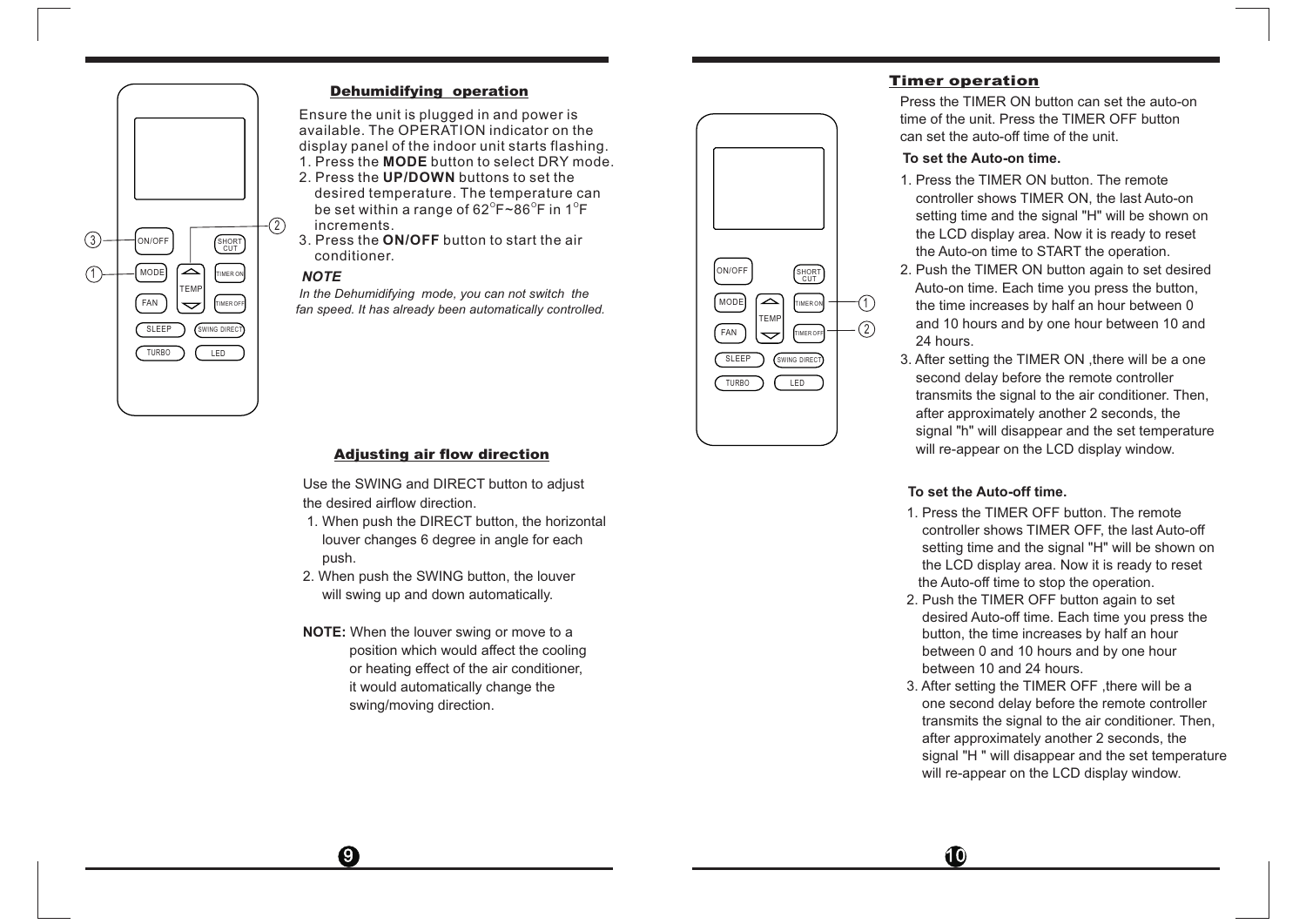## Dehumidifying operation

Ensure the unit is plugged in and power is available. The OPERATION indicator on the display panel of the indoor unit starts flashing.

1. Press the **MODE** button to select DRY mode.
2. Press the **UP/DOWN** buttons to set the desired temperature. The temperature can be set within a range of 62°F~86°F in 1°F increments.
3. Press the **ON/OFF** button to start the air conditioner.

***NOTE***

*In the Dehumidifying mode, you can not switch the fan speed. It has already been automatically controlled.*

## Adjusting air flow direction

Use the SWING and DIRECT button to adjust the desired airflow direction.

1. When push the DIRECT button, the horizontal louver changes 6 degree in angle for each push.
2. When push the SWING button, the louver will swing up and down automatically.

**NOTE:** When the louver swing or move to a position which would affect the cooling or heating effect of the air conditioner, it would automatically change the swing/moving direction.

## Timer operation

Press the TIMER ON button can set the auto-on time of the unit. Press the TIMER OFF button can set the auto-off time of the unit.

**To set the Auto-on time.**

1. Press the TIMER ON button. The remote controller shows TIMER ON, the last Auto-on setting time and the signal "H" will be shown on the LCD display area. Now it is ready to reset the Auto-on time to START the operation.
2. Push the TIMER ON button again to set desired Auto-on time. Each time you press the button, the time increases by half an hour between 0 and 10 hours and by one hour between 10 and 24 hours.
3. After setting the TIMER ON ,there will be a one second delay before the remote controller transmits the signal to the air conditioner. Then, after approximately another 2 seconds, the signal "h" will disappear and the set temperature will re-appear on the LCD display window.

**To set the Auto-off time.**

1. Press the TIMER OFF button. The remote controller shows TIMER OFF, the last Auto-off setting time and the signal "H" will be shown on the LCD display area. Now it is ready to reset the Auto-off time to stop the operation.
2. Push the TIMER OFF button again to set desired Auto-off time. Each time you press the button, the time increases by half an hour between 0 and 10 hours and by one hour between 10 and 24 hours.
3. After setting the TIMER OFF ,there will be a one second delay before the remote controller transmits the signal to the air conditioner. Then, after approximately another 2 seconds, the signal "H " will disappear and the set temperature will re-appear on the LCD display window.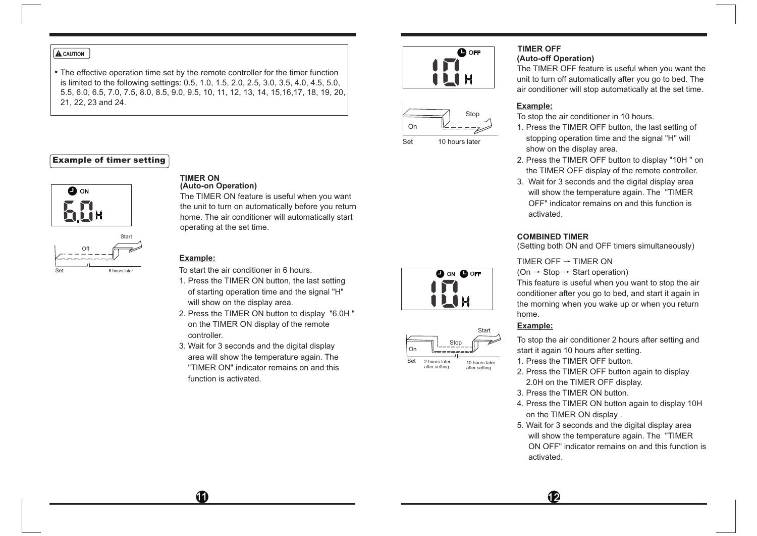**⚠ CAUTION**

- The effective operation time set by the remote controller for the timer function is limited to the following settings: 0.5, 1.0, 1.5, 2.0, 2.5, 3.0, 3.5, 4.0, 4.5, 5.0, 5.5, 6.0, 6.5, 7.0, 7.5, 8.0, 8.5, 9.0, 9.5, 10, 11, 12, 13, 14, 15,16,17, 18, 19, 20, 21, 22, 23 and 24.

## Example of timer setting

### TIMER ON
**(Auto-on Operation)**

The TIMER ON feature is useful when you want the unit to turn on automatically before you return home. The air conditioner will automatically start operating at the set time.

**Example:**

To start the air conditioner in 6 hours.

1. Press the TIMER ON button, the last setting of starting operation time and the signal "H" will show on the display area.
2. Press the TIMER ON button to display "6.0H " on the TIMER ON display of the remote controller.
3. Wait for 3 seconds and the digital display area will show the temperature again. The "TIMER ON" indicator remains on and this function is activated.

### TIMER OFF
**(Auto-off Operation)**

The TIMER OFF feature is useful when you want the unit to turn off automatically after you go to bed. The air conditioner will stop automatically at the set time.

**Example:**

To stop the air conditioner in 10 hours.

1. Press the TIMER OFF button, the last setting of stopping operation time and the signal "H" will show on the display area.
2. Press the TIMER OFF button to display "10H " on the TIMER OFF display of the remote controller.
3. Wait for 3 seconds and the digital display area will show the temperature again. The "TIMER OFF" indicator remains on and this function is activated.

### COMBINED TIMER
(Setting both ON and OFF timers simultaneously)

TIMER OFF → TIMER ON

(On → Stop → Start operation)

This feature is useful when you want to stop the air conditioner after you go to bed, and start it again in the morning when you wake up or when you return home.

**Example:**

To stop the air conditioner 2 hours after setting and start it again 10 hours after setting.

1. Press the TIMER OFF button.
2. Press the TIMER OFF button again to display 2.0H on the TIMER OFF display.
3. Press the TIMER ON button.
4. Press the TIMER ON button again to display 10H on the TIMER ON display .
5. Wait for 3 seconds and the digital display area will show the temperature again. The "TIMER ON OFF" indicator remains on and this function is activated.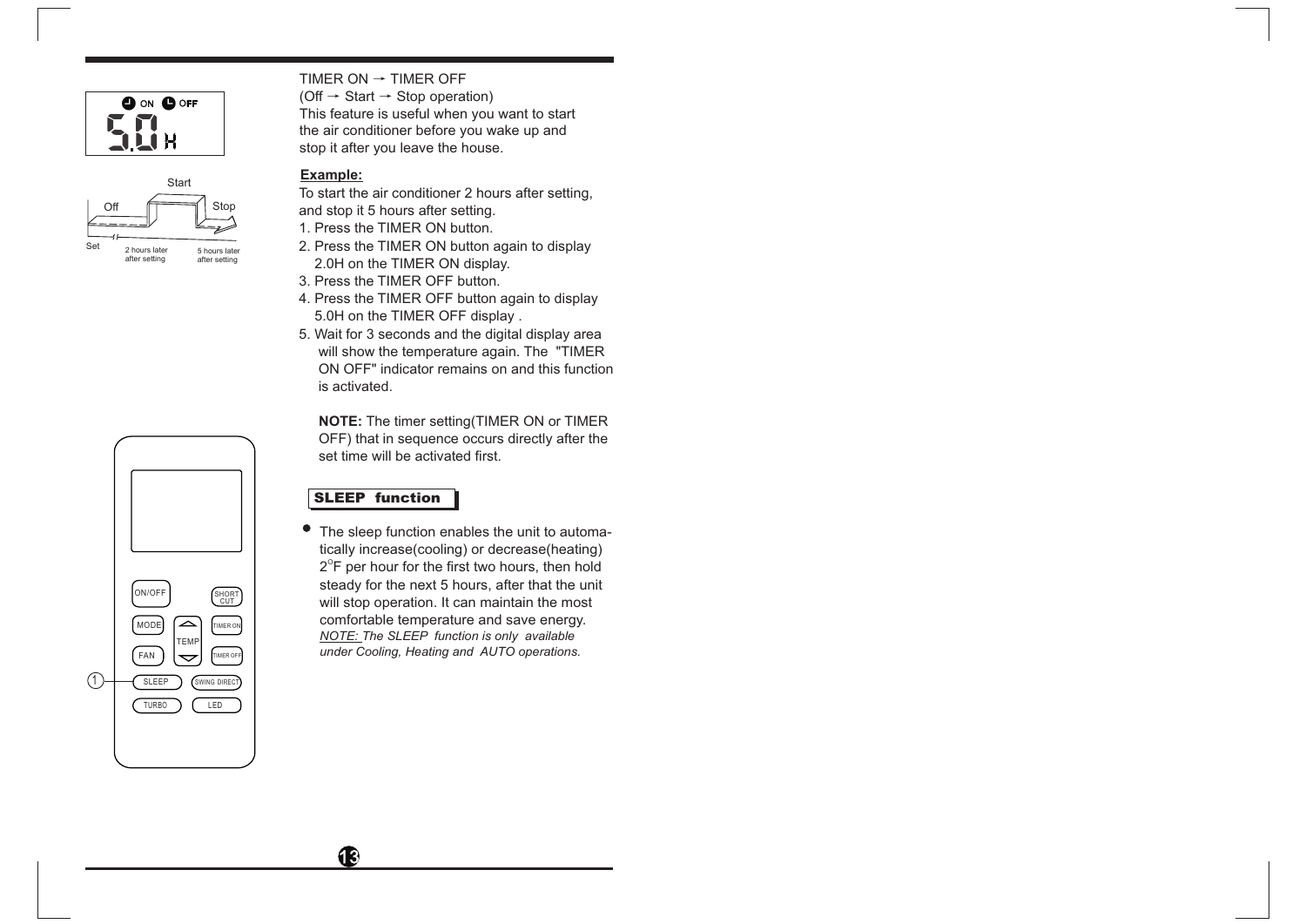ON OFF

5.0H

Start

Off

Stop

Set

2 hours later after setting

5 hours later after setting

TIMER ON → TIMER OFF
(Off → Start → Stop operation)
This feature is useful when you want to start the air conditioner before you wake up and stop it after you leave the house.

**Example:**

To start the air conditioner 2 hours after setting, and stop it 5 hours after setting.

1. Press the TIMER ON button.
2. Press the TIMER ON button again to display 2.0H on the TIMER ON display.
3. Press the TIMER OFF button.
4. Press the TIMER OFF button again to display 5.0H on the TIMER OFF display .
5. Wait for 3 seconds and the digital display area will show the temperature again. The "TIMER ON OFF" indicator remains on and this function is activated.

**NOTE:** The timer setting(TIMER ON or TIMER OFF) that in sequence occurs directly after the set time will be activated first.

ON/OFF

SHORT CUT

MODE

TEMP

TIMER ON

FAN

TIMER OFF

1

SLEEP

SWING DIRECT

TURBO

LED

## SLEEP function

- The sleep function enables the unit to automatically increase(cooling) or decrease(heating) 2°F per hour for the first two hours, then hold steady for the next 5 hours, after that the unit will stop operation. It can maintain the most comfortable temperature and save energy.
  *NOTE: The SLEEP function is only available under Cooling, Heating and AUTO operations.*